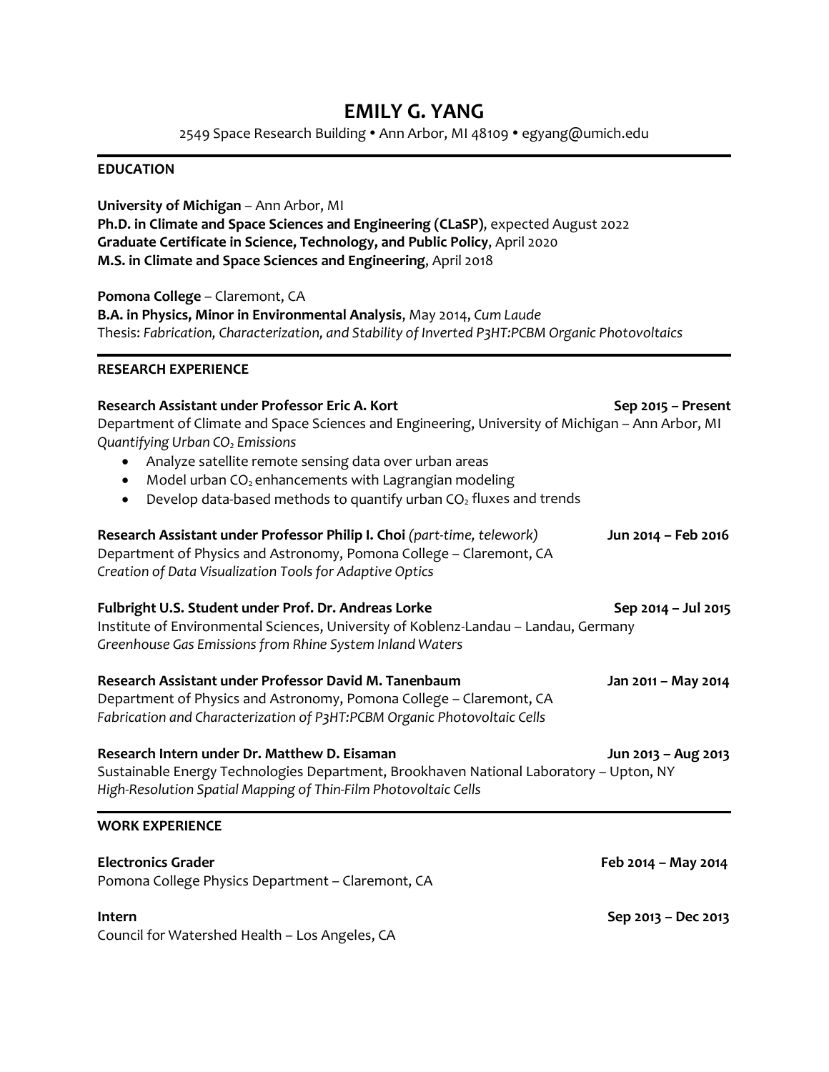# EMILY G. YANG

2549 Space Research Building • Ann Arbor, MI 48109 • egyang@umich.edu

## EDUCATION

**University of Michigan** – Ann Arbor, MI
**Ph.D. in Climate and Space Sciences and Engineering (CLaSP)**, expected August 2022
**Graduate Certificate in Science, Technology, and Public Policy**, April 2020
**M.S. in Climate and Space Sciences and Engineering**, April 2018

**Pomona College** – Claremont, CA
**B.A. in Physics, Minor in Environmental Analysis**, May 2014, *Cum Laude*
Thesis: *Fabrication, Characterization, and Stability of Inverted P3HT:PCBM Organic Photovoltaics*

## RESEARCH EXPERIENCE

**Research Assistant under Professor Eric A. Kort** — **Sep 2015 – Present**
Department of Climate and Space Sciences and Engineering, University of Michigan – Ann Arbor, MI
*Quantifying Urban $CO_2$ Emissions*

- Analyze satellite remote sensing data over urban areas
- Model urban $CO_2$ enhancements with Lagrangian modeling
- Develop data-based methods to quantify urban $CO_2$ fluxes and trends

**Research Assistant under Professor Philip I. Choi** *(part-time, telework)* — **Jun 2014 – Feb 2016**
Department of Physics and Astronomy, Pomona College – Claremont, CA
*Creation of Data Visualization Tools for Adaptive Optics*

**Fulbright U.S. Student under Prof. Dr. Andreas Lorke** — **Sep 2014 – Jul 2015**
Institute of Environmental Sciences, University of Koblenz-Landau – Landau, Germany
*Greenhouse Gas Emissions from Rhine System Inland Waters*

**Research Assistant under Professor David M. Tanenbaum** — **Jan 2011 – May 2014**
Department of Physics and Astronomy, Pomona College – Claremont, CA
*Fabrication and Characterization of P3HT:PCBM Organic Photovoltaic Cells*

**Research Intern under Dr. Matthew D. Eisaman** — **Jun 2013 – Aug 2013**
Sustainable Energy Technologies Department, Brookhaven National Laboratory – Upton, NY
*High-Resolution Spatial Mapping of Thin-Film Photovoltaic Cells*

## WORK EXPERIENCE

**Electronics Grader** — **Feb 2014 – May 2014**
Pomona College Physics Department – Claremont, CA

**Intern** — **Sep 2013 – Dec 2013**
Council for Watershed Health – Los Angeles, CA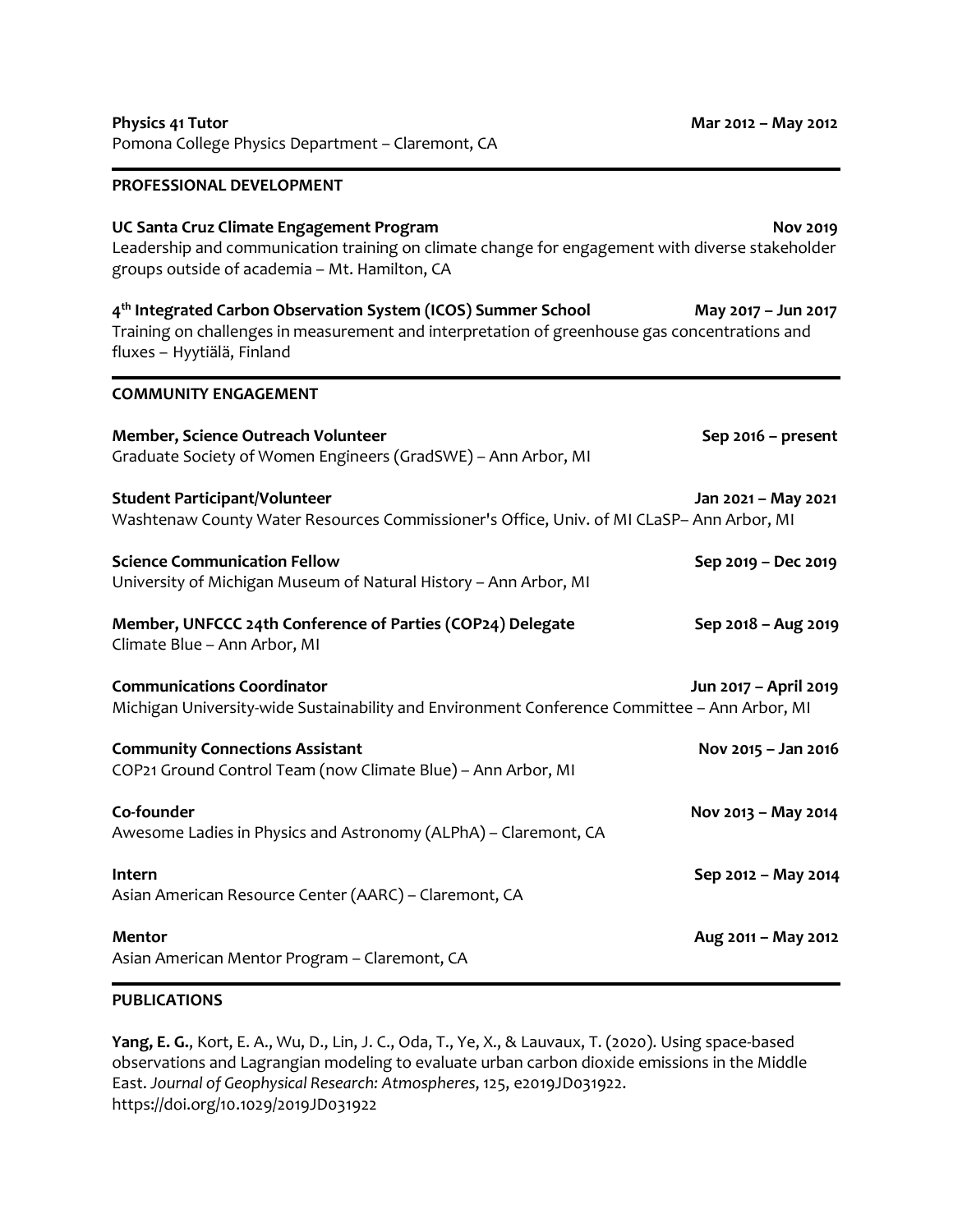**Physics 41 Tutor** **Mar 2012 – May 2012**
Pomona College Physics Department – Claremont, CA

## PROFESSIONAL DEVELOPMENT

**UC Santa Cruz Climate Engagement Program** **Nov 2019**
Leadership and communication training on climate change for engagement with diverse stakeholder groups outside of academia – Mt. Hamilton, CA

**4th Integrated Carbon Observation System (ICOS) Summer School** **May 2017 – Jun 2017**
Training on challenges in measurement and interpretation of greenhouse gas concentrations and fluxes – Hyytiälä, Finland

## COMMUNITY ENGAGEMENT

**Member, Science Outreach Volunteer** **Sep 2016 – present**
Graduate Society of Women Engineers (GradSWE) – Ann Arbor, MI

**Student Participant/Volunteer** **Jan 2021 – May 2021**
Washtenaw County Water Resources Commissioner's Office, Univ. of MI CLaSP– Ann Arbor, MI

**Science Communication Fellow** **Sep 2019 – Dec 2019**
University of Michigan Museum of Natural History – Ann Arbor, MI

**Member, UNFCCC 24th Conference of Parties (COP24) Delegate** **Sep 2018 – Aug 2019**
Climate Blue – Ann Arbor, MI

**Communications Coordinator** **Jun 2017 – April 2019**
Michigan University-wide Sustainability and Environment Conference Committee – Ann Arbor, MI

**Community Connections Assistant** **Nov 2015 – Jan 2016**
COP21 Ground Control Team (now Climate Blue) – Ann Arbor, MI

**Co-founder** **Nov 2013 – May 2014**
Awesome Ladies in Physics and Astronomy (ALPhA) – Claremont, CA

**Intern** **Sep 2012 – May 2014**
Asian American Resource Center (AARC) – Claremont, CA

**Mentor** **Aug 2011 – May 2012**
Asian American Mentor Program – Claremont, CA

## PUBLICATIONS

**Yang, E. G.**, Kort, E. A., Wu, D., Lin, J. C., Oda, T., Ye, X., & Lauvaux, T. (2020). Using space-based observations and Lagrangian modeling to evaluate urban carbon dioxide emissions in the Middle East. *Journal of Geophysical Research: Atmospheres*, 125, e2019JD031922. https://doi.org/10.1029/2019JD031922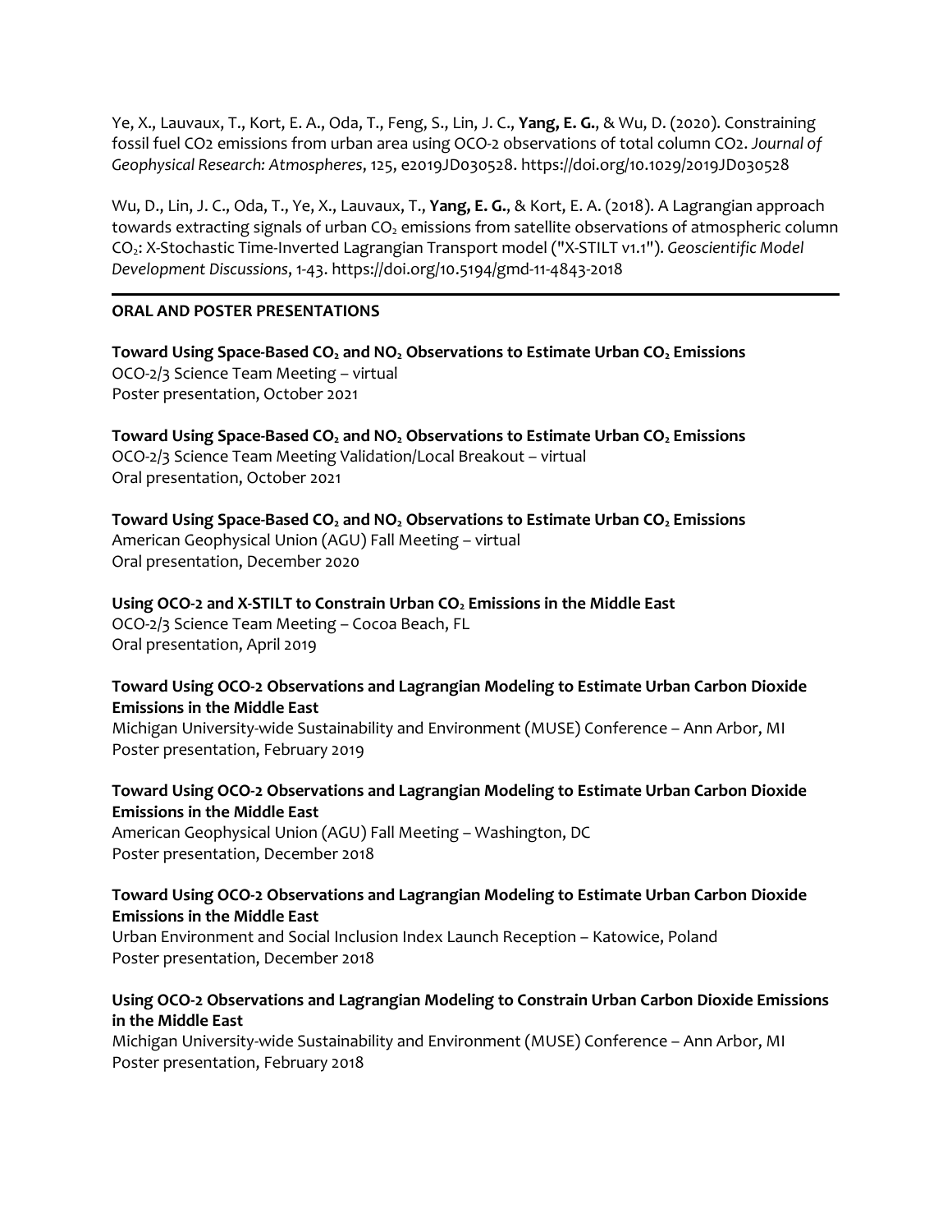Ye, X., Lauvaux, T., Kort, E. A., Oda, T., Feng, S., Lin, J. C., **Yang, E. G.**, & Wu, D. (2020). Constraining fossil fuel CO2 emissions from urban area using OCO-2 observations of total column CO2. *Journal of Geophysical Research: Atmospheres*, 125, e2019JD030528. https://doi.org/10.1029/2019JD030528

Wu, D., Lin, J. C., Oda, T., Ye, X., Lauvaux, T., **Yang, E. G.**, & Kort, E. A. (2018). A Lagrangian approach towards extracting signals of urban $CO_2$ emissions from satellite observations of atmospheric column $CO_2$: X-Stochastic Time-Inverted Lagrangian Transport model ("X-STILT v1.1"). *Geoscientific Model Development Discussions*, 1-43. https://doi.org/10.5194/gmd-11-4843-2018

---

## ORAL AND POSTER PRESENTATIONS

**Toward Using Space-Based $CO_2$ and $NO_2$ Observations to Estimate Urban $CO_2$ Emissions**
OCO-2/3 Science Team Meeting – virtual
Poster presentation, October 2021

**Toward Using Space-Based $CO_2$ and $NO_2$ Observations to Estimate Urban $CO_2$ Emissions**
OCO-2/3 Science Team Meeting Validation/Local Breakout – virtual
Oral presentation, October 2021

**Toward Using Space-Based $CO_2$ and $NO_2$ Observations to Estimate Urban $CO_2$ Emissions**
American Geophysical Union (AGU) Fall Meeting – virtual
Oral presentation, December 2020

**Using OCO-2 and X-STILT to Constrain Urban $CO_2$ Emissions in the Middle East**
OCO-2/3 Science Team Meeting – Cocoa Beach, FL
Oral presentation, April 2019

**Toward Using OCO-2 Observations and Lagrangian Modeling to Estimate Urban Carbon Dioxide Emissions in the Middle East**
Michigan University-wide Sustainability and Environment (MUSE) Conference – Ann Arbor, MI
Poster presentation, February 2019

**Toward Using OCO-2 Observations and Lagrangian Modeling to Estimate Urban Carbon Dioxide Emissions in the Middle East**
American Geophysical Union (AGU) Fall Meeting – Washington, DC
Poster presentation, December 2018

**Toward Using OCO-2 Observations and Lagrangian Modeling to Estimate Urban Carbon Dioxide Emissions in the Middle East**
Urban Environment and Social Inclusion Index Launch Reception – Katowice, Poland
Poster presentation, December 2018

**Using OCO-2 Observations and Lagrangian Modeling to Constrain Urban Carbon Dioxide Emissions in the Middle East**
Michigan University-wide Sustainability and Environment (MUSE) Conference – Ann Arbor, MI
Poster presentation, February 2018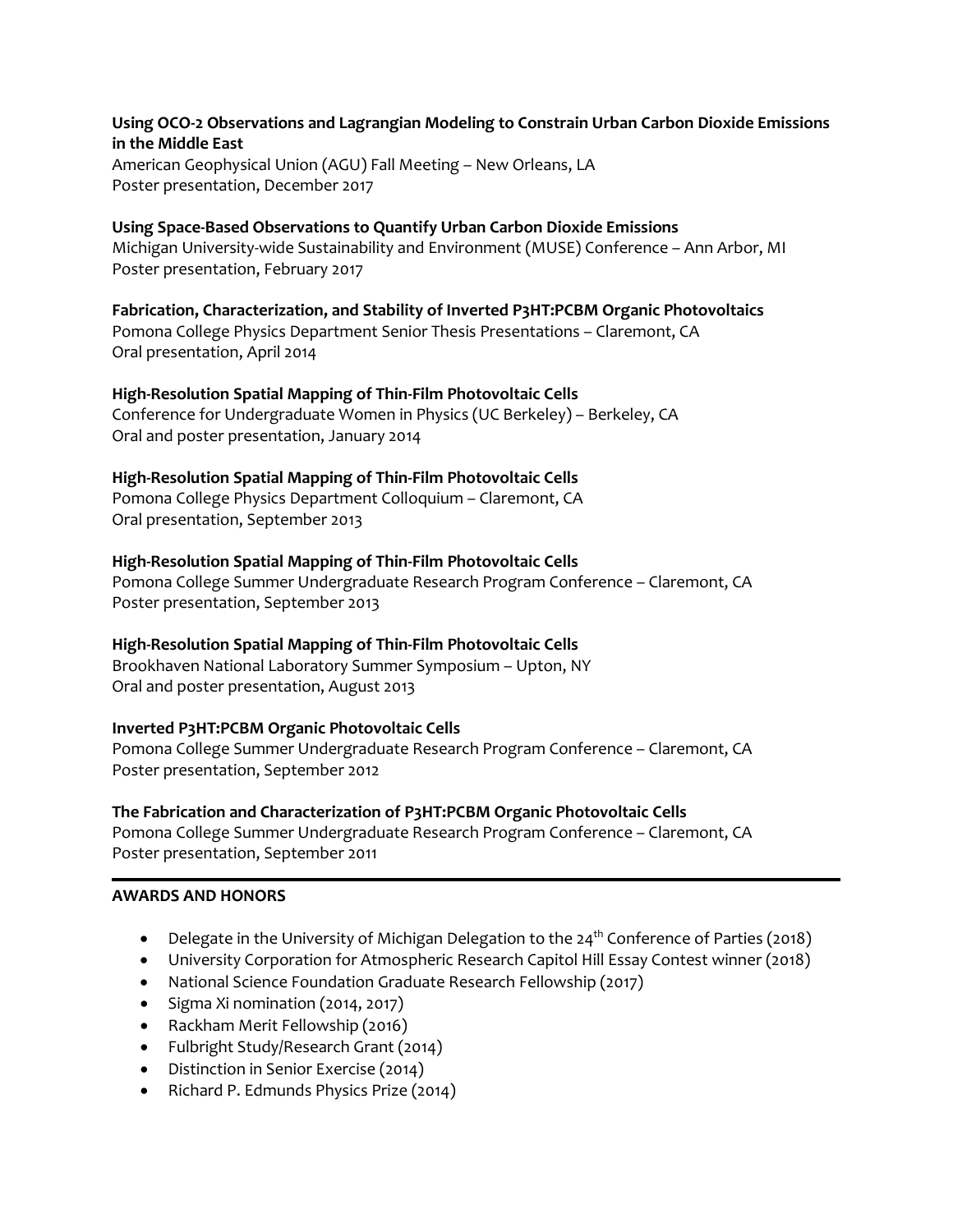**Using OCO-2 Observations and Lagrangian Modeling to Constrain Urban Carbon Dioxide Emissions in the Middle East**
American Geophysical Union (AGU) Fall Meeting – New Orleans, LA
Poster presentation, December 2017

**Using Space-Based Observations to Quantify Urban Carbon Dioxide Emissions**
Michigan University-wide Sustainability and Environment (MUSE) Conference – Ann Arbor, MI
Poster presentation, February 2017

**Fabrication, Characterization, and Stability of Inverted P3HT:PCBM Organic Photovoltaics**
Pomona College Physics Department Senior Thesis Presentations – Claremont, CA
Oral presentation, April 2014

**High-Resolution Spatial Mapping of Thin-Film Photovoltaic Cells**
Conference for Undergraduate Women in Physics (UC Berkeley) – Berkeley, CA
Oral and poster presentation, January 2014

**High-Resolution Spatial Mapping of Thin-Film Photovoltaic Cells**
Pomona College Physics Department Colloquium – Claremont, CA
Oral presentation, September 2013

**High-Resolution Spatial Mapping of Thin-Film Photovoltaic Cells**
Pomona College Summer Undergraduate Research Program Conference – Claremont, CA
Poster presentation, September 2013

**High-Resolution Spatial Mapping of Thin-Film Photovoltaic Cells**
Brookhaven National Laboratory Summer Symposium – Upton, NY
Oral and poster presentation, August 2013

**Inverted P3HT:PCBM Organic Photovoltaic Cells**
Pomona College Summer Undergraduate Research Program Conference – Claremont, CA
Poster presentation, September 2012

**The Fabrication and Characterization of P3HT:PCBM Organic Photovoltaic Cells**
Pomona College Summer Undergraduate Research Program Conference – Claremont, CA
Poster presentation, September 2011

## AWARDS AND HONORS

- Delegate in the University of Michigan Delegation to the 24$^{th}$ Conference of Parties (2018)
- University Corporation for Atmospheric Research Capitol Hill Essay Contest winner (2018)
- National Science Foundation Graduate Research Fellowship (2017)
- Sigma Xi nomination (2014, 2017)
- Rackham Merit Fellowship (2016)
- Fulbright Study/Research Grant (2014)
- Distinction in Senior Exercise (2014)
- Richard P. Edmunds Physics Prize (2014)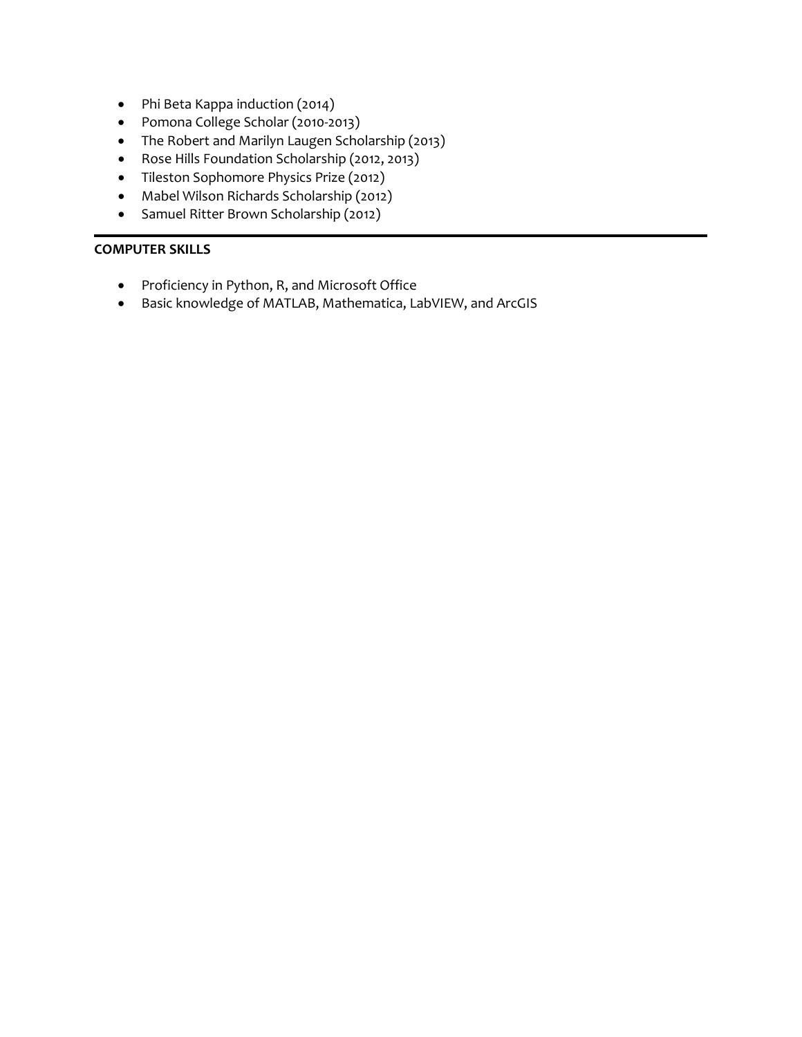- Phi Beta Kappa induction (2014)
- Pomona College Scholar (2010-2013)
- The Robert and Marilyn Laugen Scholarship (2013)
- Rose Hills Foundation Scholarship (2012, 2013)
- Tileston Sophomore Physics Prize (2012)
- Mabel Wilson Richards Scholarship (2012)
- Samuel Ritter Brown Scholarship (2012)

---

**COMPUTER SKILLS**

- Proficiency in Python, R, and Microsoft Office
- Basic knowledge of MATLAB, Mathematica, LabVIEW, and ArcGIS